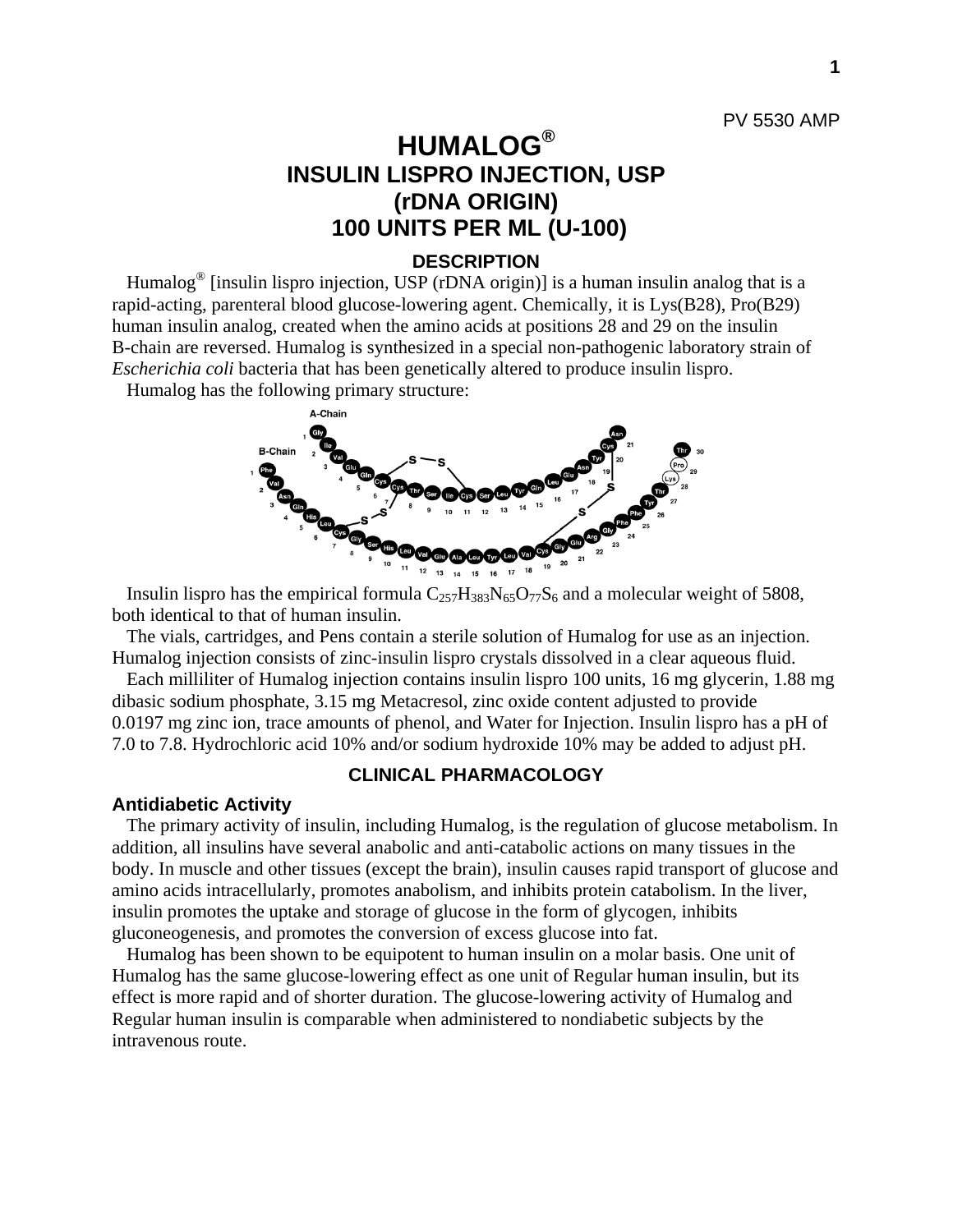PV 5530 AMP

# HUMALOG®
## INSULIN LISPRO INJECTION, USP
## (rDNA ORIGIN)
## 100 UNITS PER ML (U-100)

### DESCRIPTION

Humalog® [insulin lispro injection, USP (rDNA origin)] is a human insulin analog that is a rapid-acting, parenteral blood glucose-lowering agent. Chemically, it is Lys(B28), Pro(B29) human insulin analog, created when the amino acids at positions 28 and 29 on the insulin B-chain are reversed. Humalog is synthesized in a special non-pathogenic laboratory strain of *Escherichia coli* bacteria that has been genetically altered to produce insulin lispro.

Humalog has the following primary structure:

Insulin lispro has the empirical formula $C_{257}H_{383}N_{65}O_{77}S_6$ and a molecular weight of 5808, both identical to that of human insulin.

The vials, cartridges, and Pens contain a sterile solution of Humalog for use as an injection. Humalog injection consists of zinc-insulin lispro crystals dissolved in a clear aqueous fluid.

Each milliliter of Humalog injection contains insulin lispro 100 units, 16 mg glycerin, 1.88 mg dibasic sodium phosphate, 3.15 mg Metacresol, zinc oxide content adjusted to provide 0.0197 mg zinc ion, trace amounts of phenol, and Water for Injection. Insulin lispro has a pH of 7.0 to 7.8. Hydrochloric acid 10% and/or sodium hydroxide 10% may be added to adjust pH.

### CLINICAL PHARMACOLOGY

#### Antidiabetic Activity

The primary activity of insulin, including Humalog, is the regulation of glucose metabolism. In addition, all insulins have several anabolic and anti-catabolic actions on many tissues in the body. In muscle and other tissues (except the brain), insulin causes rapid transport of glucose and amino acids intracellularly, promotes anabolism, and inhibits protein catabolism. In the liver, insulin promotes the uptake and storage of glucose in the form of glycogen, inhibits gluconeogenesis, and promotes the conversion of excess glucose into fat.

Humalog has been shown to be equipotent to human insulin on a molar basis. One unit of Humalog has the same glucose-lowering effect as one unit of Regular human insulin, but its effect is more rapid and of shorter duration. The glucose-lowering activity of Humalog and Regular human insulin is comparable when administered to nondiabetic subjects by the intravenous route.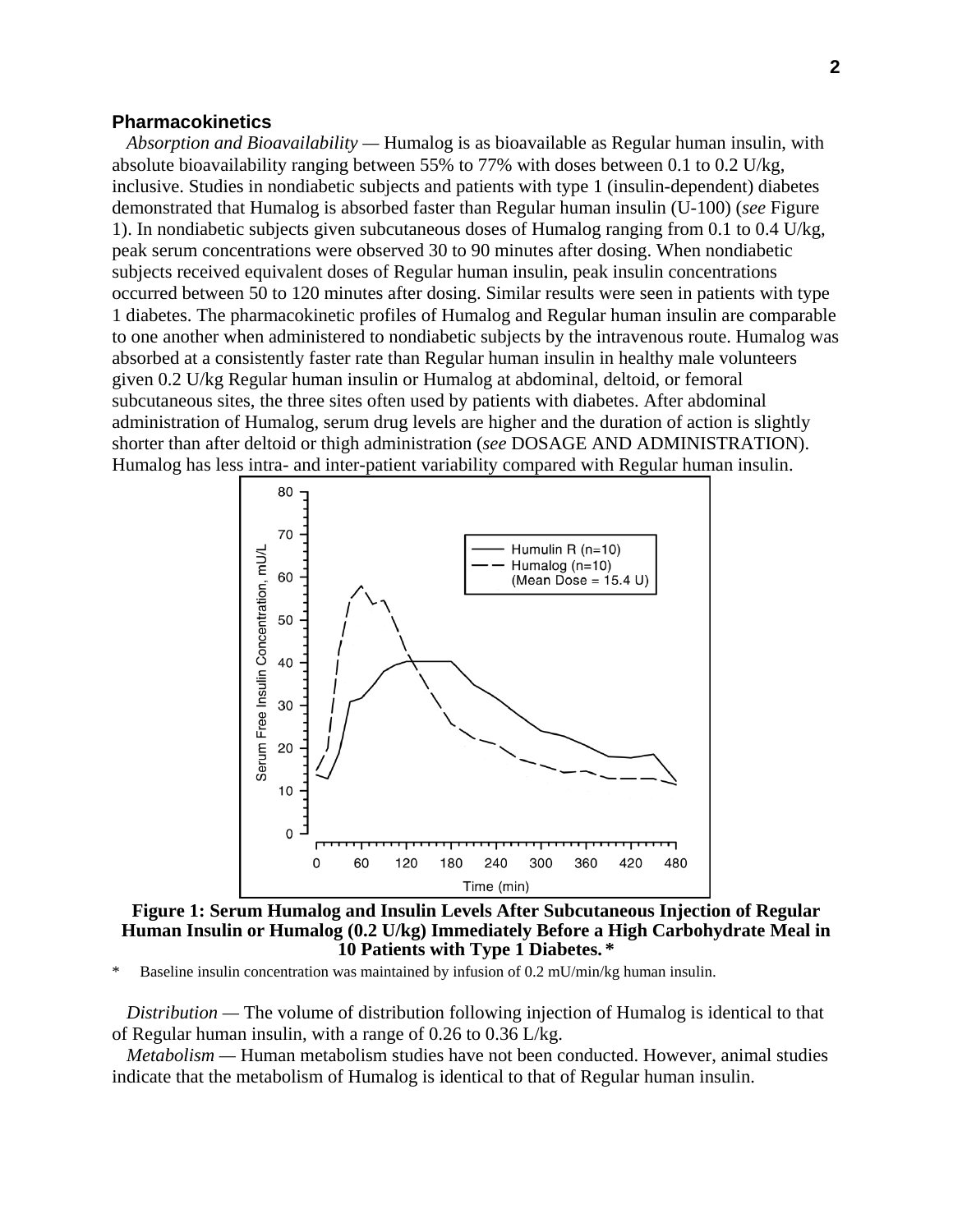### Pharmacokinetics

*Absorption and Bioavailability* — Humalog is as bioavailable as Regular human insulin, with absolute bioavailability ranging between 55% to 77% with doses between 0.1 to 0.2 U/kg, inclusive. Studies in nondiabetic subjects and patients with type 1 (insulin-dependent) diabetes demonstrated that Humalog is absorbed faster than Regular human insulin (U-100) (*see* Figure 1). In nondiabetic subjects given subcutaneous doses of Humalog ranging from 0.1 to 0.4 U/kg, peak serum concentrations were observed 30 to 90 minutes after dosing. When nondiabetic subjects received equivalent doses of Regular human insulin, peak insulin concentrations occurred between 50 to 120 minutes after dosing. Similar results were seen in patients with type 1 diabetes. The pharmacokinetic profiles of Humalog and Regular human insulin are comparable to one another when administered to nondiabetic subjects by the intravenous route. Humalog was absorbed at a consistently faster rate than Regular human insulin in healthy male volunteers given 0.2 U/kg Regular human insulin or Humalog at abdominal, deltoid, or femoral subcutaneous sites, the three sites often used by patients with diabetes. After abdominal administration of Humalog, serum drug levels are higher and the duration of action is slightly shorter than after deltoid or thigh administration (*see* DOSAGE AND ADMINISTRATION). Humalog has less intra- and inter-patient variability compared with Regular human insulin.

**Figure 1: Serum Humalog and Insulin Levels After Subcutaneous Injection of Regular Human Insulin or Humalog (0.2 U/kg) Immediately Before a High Carbohydrate Meal in 10 Patients with Type 1 Diabetes.***

\* Baseline insulin concentration was maintained by infusion of 0.2 mU/min/kg human insulin.

*Distribution* — The volume of distribution following injection of Humalog is identical to that of Regular human insulin, with a range of 0.26 to 0.36 L/kg.

*Metabolism* — Human metabolism studies have not been conducted. However, animal studies indicate that the metabolism of Humalog is identical to that of Regular human insulin.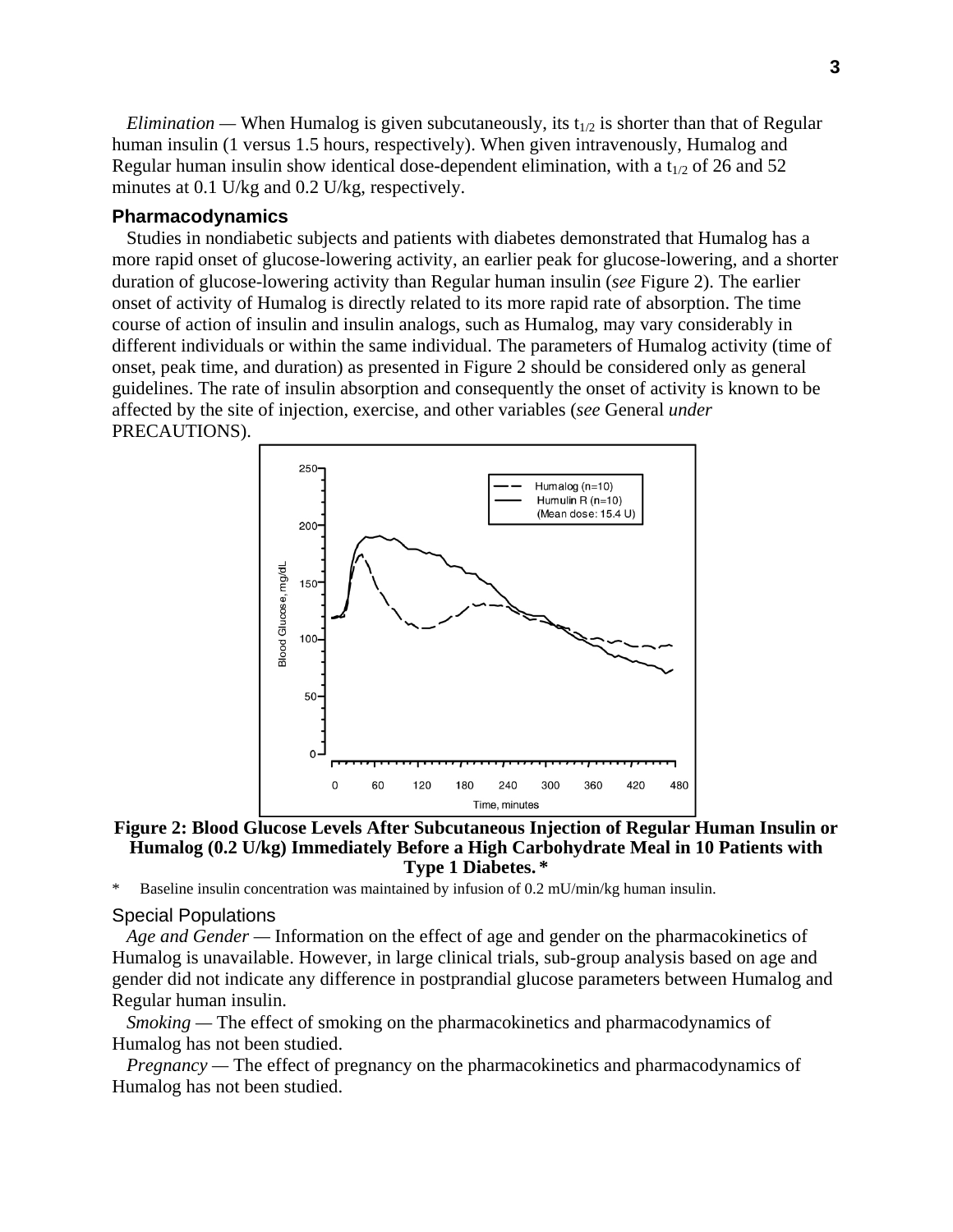*Elimination* — When Humalog is given subcutaneously, its $t_{1/2}$ is shorter than that of Regular human insulin (1 versus 1.5 hours, respectively). When given intravenously, Humalog and Regular human insulin show identical dose-dependent elimination, with a $t_{1/2}$ of 26 and 52 minutes at 0.1 U/kg and 0.2 U/kg, respectively.

## Pharmacodynamics

Studies in nondiabetic subjects and patients with diabetes demonstrated that Humalog has a more rapid onset of glucose-lowering activity, an earlier peak for glucose-lowering, and a shorter duration of glucose-lowering activity than Regular human insulin (*see* Figure 2). The earlier onset of activity of Humalog is directly related to its more rapid rate of absorption. The time course of action of insulin and insulin analogs, such as Humalog, may vary considerably in different individuals or within the same individual. The parameters of Humalog activity (time of onset, peak time, and duration) as presented in Figure 2 should be considered only as general guidelines. The rate of insulin absorption and consequently the onset of activity is known to be affected by the site of injection, exercise, and other variables (*see* General *under* PRECAUTIONS).

**Figure 2: Blood Glucose Levels After Subcutaneous Injection of Regular Human Insulin or Humalog (0.2 U/kg) Immediately Before a High Carbohydrate Meal in 10 Patients with Type 1 Diabetes. ***

\* Baseline insulin concentration was maintained by infusion of 0.2 mU/min/kg human insulin.

### Special Populations

*Age and Gender* — Information on the effect of age and gender on the pharmacokinetics of Humalog is unavailable. However, in large clinical trials, sub-group analysis based on age and gender did not indicate any difference in postprandial glucose parameters between Humalog and Regular human insulin.

*Smoking* — The effect of smoking on the pharmacokinetics and pharmacodynamics of Humalog has not been studied.

*Pregnancy* — The effect of pregnancy on the pharmacokinetics and pharmacodynamics of Humalog has not been studied.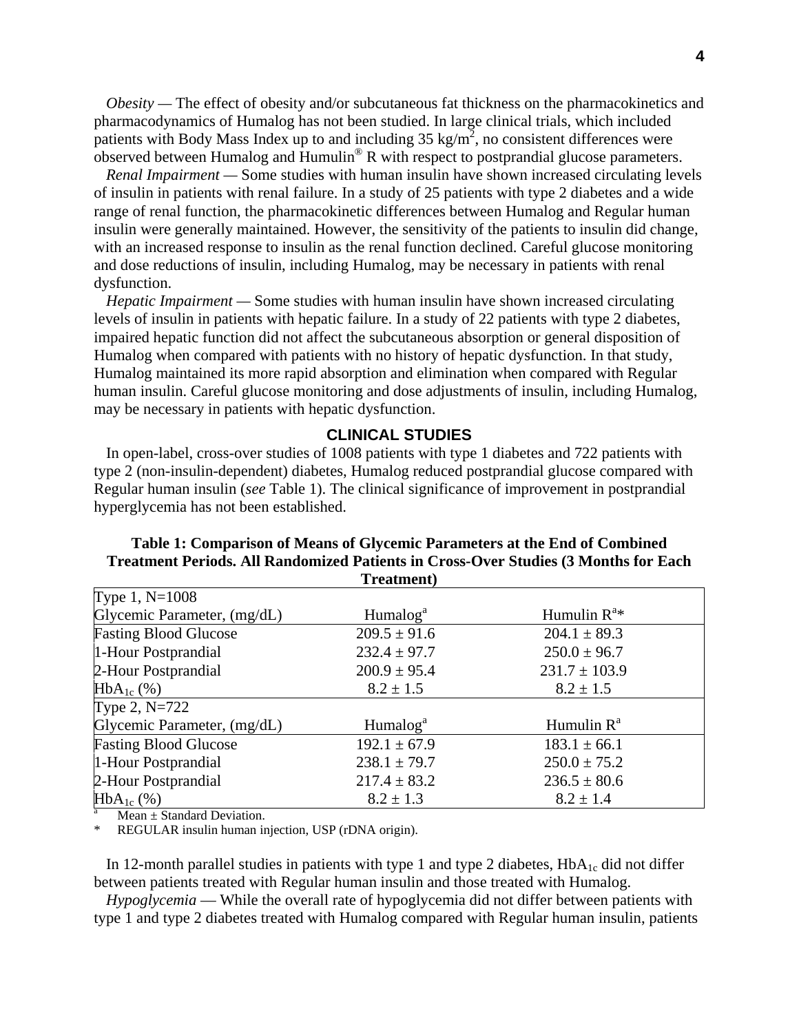*Obesity* — The effect of obesity and/or subcutaneous fat thickness on the pharmacokinetics and pharmacodynamics of Humalog has not been studied. In large clinical trials, which included patients with Body Mass Index up to and including 35 $kg/m^2$, no consistent differences were observed between Humalog and Humulin® R with respect to postprandial glucose parameters.

*Renal Impairment* — Some studies with human insulin have shown increased circulating levels of insulin in patients with renal failure. In a study of 25 patients with type 2 diabetes and a wide range of renal function, the pharmacokinetic differences between Humalog and Regular human insulin were generally maintained. However, the sensitivity of the patients to insulin did change, with an increased response to insulin as the renal function declined. Careful glucose monitoring and dose reductions of insulin, including Humalog, may be necessary in patients with renal dysfunction.

*Hepatic Impairment* — Some studies with human insulin have shown increased circulating levels of insulin in patients with hepatic failure. In a study of 22 patients with type 2 diabetes, impaired hepatic function did not affect the subcutaneous absorption or general disposition of Humalog when compared with patients with no history of hepatic dysfunction. In that study, Humalog maintained its more rapid absorption and elimination when compared with Regular human insulin. Careful glucose monitoring and dose adjustments of insulin, including Humalog, may be necessary in patients with hepatic dysfunction.

## CLINICAL STUDIES

In open-label, cross-over studies of 1008 patients with type 1 diabetes and 722 patients with type 2 (non-insulin-dependent) diabetes, Humalog reduced postprandial glucose compared with Regular human insulin (*see* Table 1). The clinical significance of improvement in postprandial hyperglycemia has not been established.

**Table 1: Comparison of Means of Glycemic Parameters at the End of Combined Treatment Periods. All Randomized Patients in Cross-Over Studies (3 Months for Each Treatment)**

| Type 1, N=1008 | | |
|---|---|---|
| Glycemic Parameter, (mg/dL) | Humalog[a] | Humulin R[a]* |
| Fasting Blood Glucose | 209.5 ± 91.6 | 204.1 ± 89.3 |
| 1-Hour Postprandial | 232.4 ± 97.7 | 250.0 ± 96.7 |
| 2-Hour Postprandial | 200.9 ± 95.4 | 231.7 ± 103.9 |
| $HbA_{1c}$ (%) | 8.2 ± 1.5 | 8.2 ± 1.5 |
| **Type 2, N=722** | | |
| Glycemic Parameter, (mg/dL) | Humalog[a] | Humulin R[a] |
| Fasting Blood Glucose | 192.1 ± 67.9 | 183.1 ± 66.1 |
| 1-Hour Postprandial | 238.1 ± 79.7 | 250.0 ± 75.2 |
| 2-Hour Postprandial | 217.4 ± 83.2 | 236.5 ± 80.6 |
| $HbA_{1c}$ (%) | 8.2 ± 1.3 | 8.2 ± 1.4 |

[a] Mean ± Standard Deviation.

\* REGULAR insulin human injection, USP (rDNA origin).

In 12-month parallel studies in patients with type 1 and type 2 diabetes, $HbA_{1c}$ did not differ between patients treated with Regular human insulin and those treated with Humalog.

*Hypoglycemia* — While the overall rate of hypoglycemia did not differ between patients with type 1 and type 2 diabetes treated with Humalog compared with Regular human insulin, patients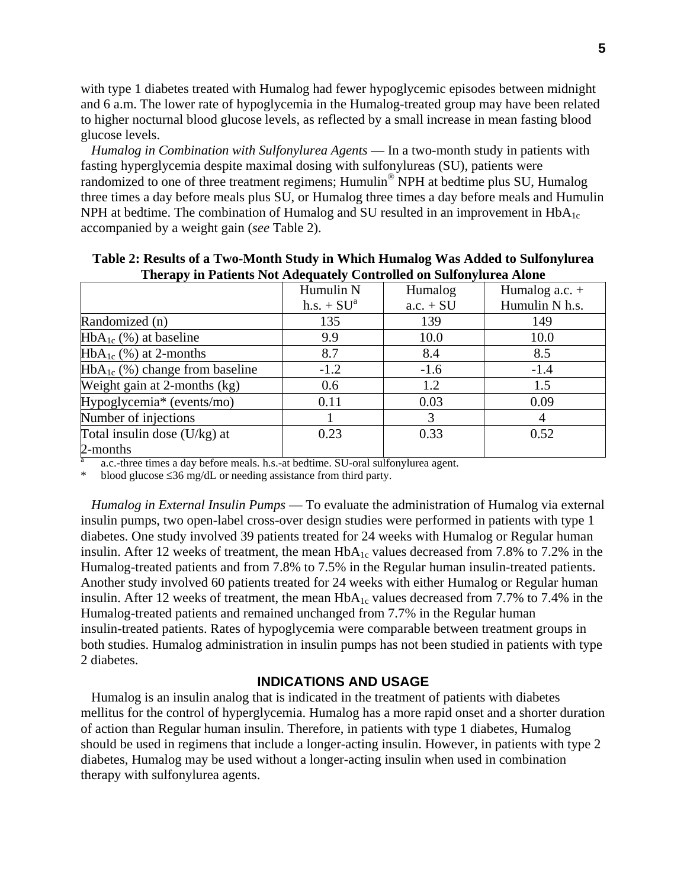with type 1 diabetes treated with Humalog had fewer hypoglycemic episodes between midnight and 6 a.m. The lower rate of hypoglycemia in the Humalog-treated group may have been related to higher nocturnal blood glucose levels, as reflected by a small increase in mean fasting blood glucose levels.

*Humalog in Combination with Sulfonylurea Agents* — In a two-month study in patients with fasting hyperglycemia despite maximal dosing with sulfonylureas (SU), patients were randomized to one of three treatment regimens; Humulin® NPH at bedtime plus SU, Humalog three times a day before meals plus SU, or Humalog three times a day before meals and Humulin NPH at bedtime. The combination of Humalog and SU resulted in an improvement in $HbA_{1c}$ accompanied by a weight gain (*see* Table 2).

**Table 2: Results of a Two-Month Study in Which Humalog Was Added to Sulfonylurea Therapy in Patients Not Adequately Controlled on Sulfonylurea Alone**

| | Humulin N h.s. + SU[a] | Humalog a.c. + SU | Humalog a.c. + Humulin N h.s. |
|---|---|---|---|
| Randomized (n) | 135 | 139 | 149 |
| $HbA_{1c}$ (%) at baseline | 9.9 | 10.0 | 10.0 |
| $HbA_{1c}$ (%) at 2-months | 8.7 | 8.4 | 8.5 |
| $HbA_{1c}$ (%) change from baseline | -1.2 | -1.6 | -1.4 |
| Weight gain at 2-months (kg) | 0.6 | 1.2 | 1.5 |
| Hypoglycemia* (events/mo) | 0.11 | 0.03 | 0.09 |
| Number of injections | 1 | 3 | 4 |
| Total insulin dose (U/kg) at 2-months | 0.23 | 0.33 | 0.52 |

[a] a.c.-three times a day before meals. h.s.-at bedtime. SU-oral sulfonylurea agent.

\* blood glucose ≤36 mg/dL or needing assistance from third party.

*Humalog in External Insulin Pumps* — To evaluate the administration of Humalog via external insulin pumps, two open-label cross-over design studies were performed in patients with type 1 diabetes. One study involved 39 patients treated for 24 weeks with Humalog or Regular human insulin. After 12 weeks of treatment, the mean $HbA_{1c}$ values decreased from 7.8% to 7.2% in the Humalog-treated patients and from 7.8% to 7.5% in the Regular human insulin-treated patients. Another study involved 60 patients treated for 24 weeks with either Humalog or Regular human insulin. After 12 weeks of treatment, the mean $HbA_{1c}$ values decreased from 7.7% to 7.4% in the Humalog-treated patients and remained unchanged from 7.7% in the Regular human insulin-treated patients. Rates of hypoglycemia were comparable between treatment groups in both studies. Humalog administration in insulin pumps has not been studied in patients with type 2 diabetes.

## INDICATIONS AND USAGE

Humalog is an insulin analog that is indicated in the treatment of patients with diabetes mellitus for the control of hyperglycemia. Humalog has a more rapid onset and a shorter duration of action than Regular human insulin. Therefore, in patients with type 1 diabetes, Humalog should be used in regimens that include a longer-acting insulin. However, in patients with type 2 diabetes, Humalog may be used without a longer-acting insulin when used in combination therapy with sulfonylurea agents.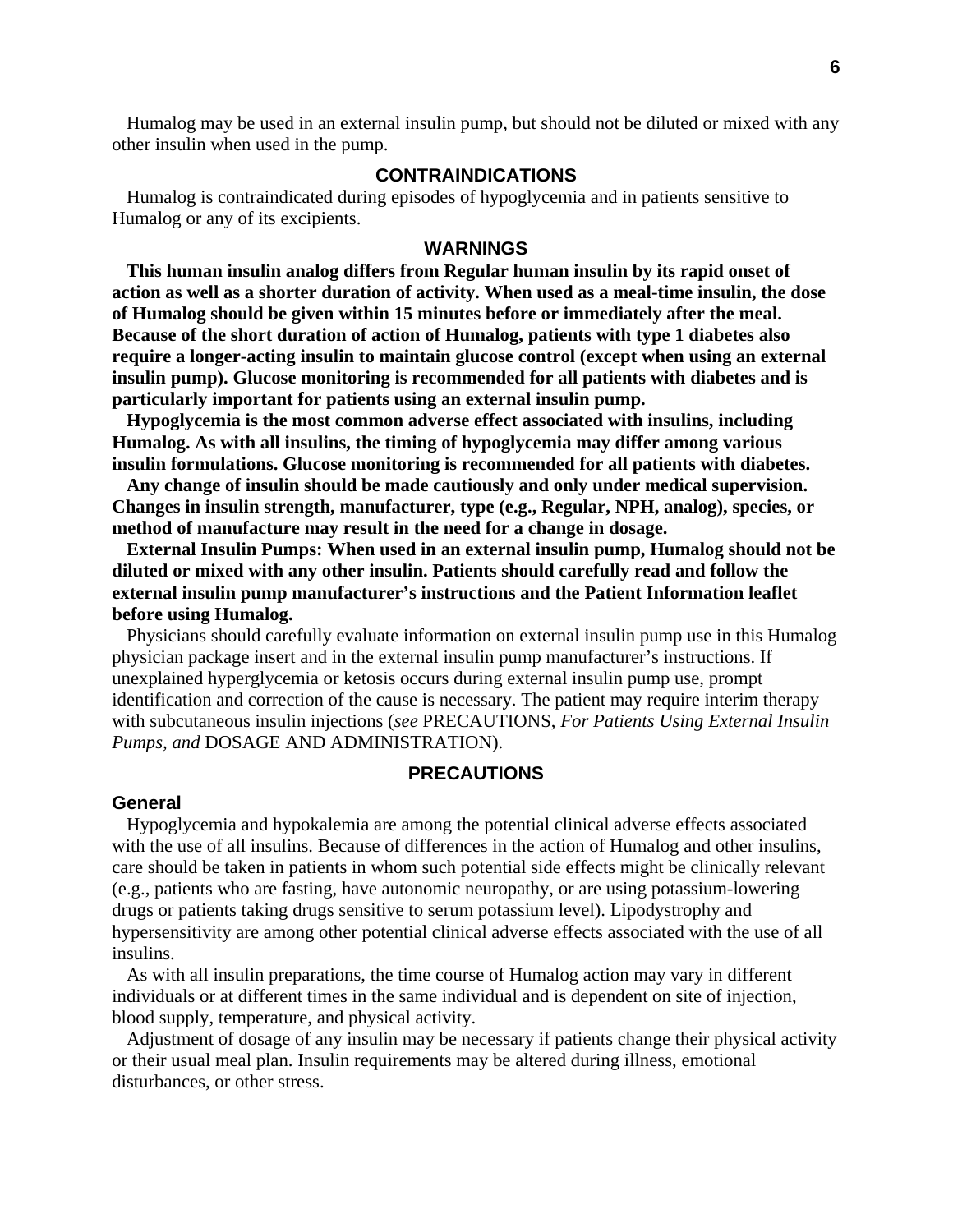Humalog may be used in an external insulin pump, but should not be diluted or mixed with any other insulin when used in the pump.

## CONTRAINDICATIONS

Humalog is contraindicated during episodes of hypoglycemia and in patients sensitive to Humalog or any of its excipients.

## WARNINGS

**This human insulin analog differs from Regular human insulin by its rapid onset of action as well as a shorter duration of activity. When used as a meal-time insulin, the dose of Humalog should be given within 15 minutes before or immediately after the meal. Because of the short duration of action of Humalog, patients with type 1 diabetes also require a longer-acting insulin to maintain glucose control (except when using an external insulin pump). Glucose monitoring is recommended for all patients with diabetes and is particularly important for patients using an external insulin pump.**

**Hypoglycemia is the most common adverse effect associated with insulins, including Humalog. As with all insulins, the timing of hypoglycemia may differ among various insulin formulations. Glucose monitoring is recommended for all patients with diabetes.**

**Any change of insulin should be made cautiously and only under medical supervision. Changes in insulin strength, manufacturer, type (e.g., Regular, NPH, analog), species, or method of manufacture may result in the need for a change in dosage.**

**External Insulin Pumps: When used in an external insulin pump, Humalog should not be diluted or mixed with any other insulin. Patients should carefully read and follow the external insulin pump manufacturer's instructions and the Patient Information leaflet before using Humalog.**

Physicians should carefully evaluate information on external insulin pump use in this Humalog physician package insert and in the external insulin pump manufacturer's instructions. If unexplained hyperglycemia or ketosis occurs during external insulin pump use, prompt identification and correction of the cause is necessary. The patient may require interim therapy with subcutaneous insulin injections (*see* PRECAUTIONS, *For Patients Using External Insulin Pumps*, *and* DOSAGE AND ADMINISTRATION).

## PRECAUTIONS

### General

Hypoglycemia and hypokalemia are among the potential clinical adverse effects associated with the use of all insulins. Because of differences in the action of Humalog and other insulins, care should be taken in patients in whom such potential side effects might be clinically relevant (e.g., patients who are fasting, have autonomic neuropathy, or are using potassium-lowering drugs or patients taking drugs sensitive to serum potassium level). Lipodystrophy and hypersensitivity are among other potential clinical adverse effects associated with the use of all insulins.

As with all insulin preparations, the time course of Humalog action may vary in different individuals or at different times in the same individual and is dependent on site of injection, blood supply, temperature, and physical activity.

Adjustment of dosage of any insulin may be necessary if patients change their physical activity or their usual meal plan. Insulin requirements may be altered during illness, emotional disturbances, or other stress.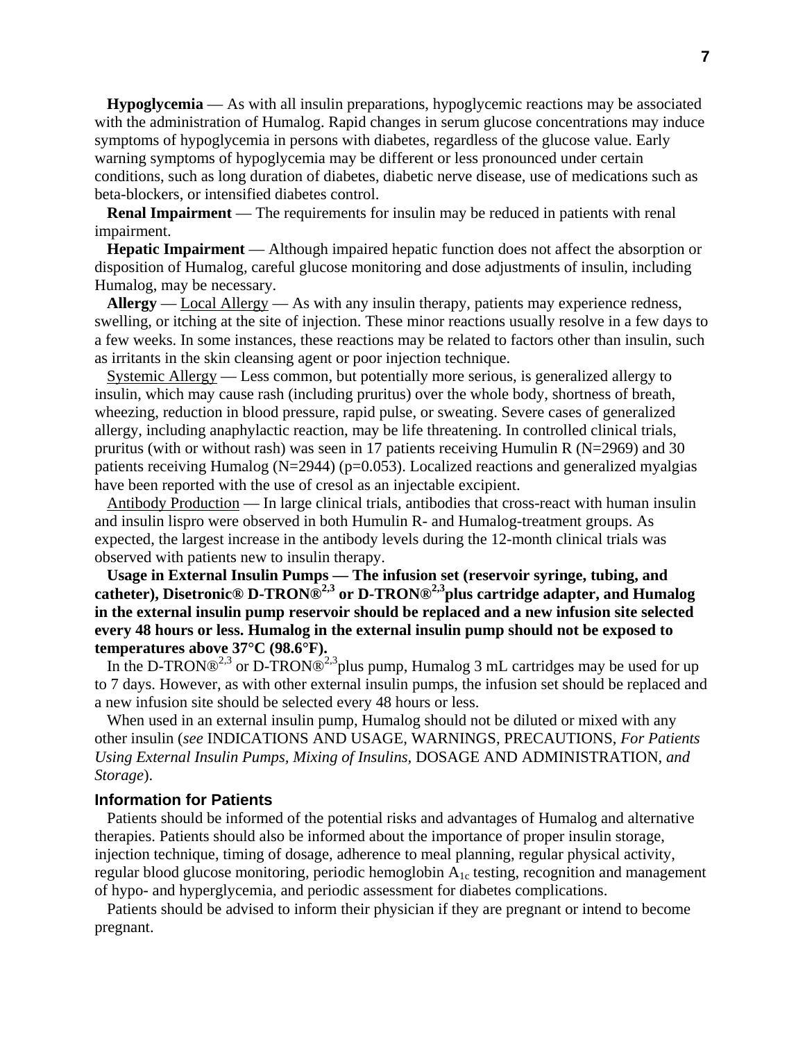**Hypoglycemia** — As with all insulin preparations, hypoglycemic reactions may be associated with the administration of Humalog. Rapid changes in serum glucose concentrations may induce symptoms of hypoglycemia in persons with diabetes, regardless of the glucose value. Early warning symptoms of hypoglycemia may be different or less pronounced under certain conditions, such as long duration of diabetes, diabetic nerve disease, use of medications such as beta-blockers, or intensified diabetes control.

**Renal Impairment** — The requirements for insulin may be reduced in patients with renal impairment.

**Hepatic Impairment** — Although impaired hepatic function does not affect the absorption or disposition of Humalog, careful glucose monitoring and dose adjustments of insulin, including Humalog, may be necessary.

**Allergy** — Local Allergy — As with any insulin therapy, patients may experience redness, swelling, or itching at the site of injection. These minor reactions usually resolve in a few days to a few weeks. In some instances, these reactions may be related to factors other than insulin, such as irritants in the skin cleansing agent or poor injection technique.

Systemic Allergy — Less common, but potentially more serious, is generalized allergy to insulin, which may cause rash (including pruritus) over the whole body, shortness of breath, wheezing, reduction in blood pressure, rapid pulse, or sweating. Severe cases of generalized allergy, including anaphylactic reaction, may be life threatening. In controlled clinical trials, pruritus (with or without rash) was seen in 17 patients receiving Humulin R (N=2969) and 30 patients receiving Humalog (N=2944) (p=0.053). Localized reactions and generalized myalgias have been reported with the use of cresol as an injectable excipient.

Antibody Production — In large clinical trials, antibodies that cross-react with human insulin and insulin lispro were observed in both Humulin R- and Humalog-treatment groups. As expected, the largest increase in the antibody levels during the 12-month clinical trials was observed with patients new to insulin therapy.

**Usage in External Insulin Pumps — The infusion set (reservoir syringe, tubing, and catheter), Disetronic® D-TRON®[2,3] or D-TRON®[2,3]plus cartridge adapter, and Humalog in the external insulin pump reservoir should be replaced and a new infusion site selected every 48 hours or less. Humalog in the external insulin pump should not be exposed to temperatures above 37°C (98.6°F).**

In the D-TRON®[2,3] or D-TRON®[2,3]plus pump, Humalog 3 mL cartridges may be used for up to 7 days. However, as with other external insulin pumps, the infusion set should be replaced and a new infusion site should be selected every 48 hours or less.

When used in an external insulin pump, Humalog should not be diluted or mixed with any other insulin (*see* INDICATIONS AND USAGE, WARNINGS, PRECAUTIONS, *For Patients Using External Insulin Pumps, Mixing of Insulins,* DOSAGE AND ADMINISTRATION, *and Storage*).

### Information for Patients

Patients should be informed of the potential risks and advantages of Humalog and alternative therapies. Patients should also be informed about the importance of proper insulin storage, injection technique, timing of dosage, adherence to meal planning, regular physical activity, regular blood glucose monitoring, periodic hemoglobin $A_{1c}$ testing, recognition and management of hypo- and hyperglycemia, and periodic assessment for diabetes complications.

Patients should be advised to inform their physician if they are pregnant or intend to become pregnant.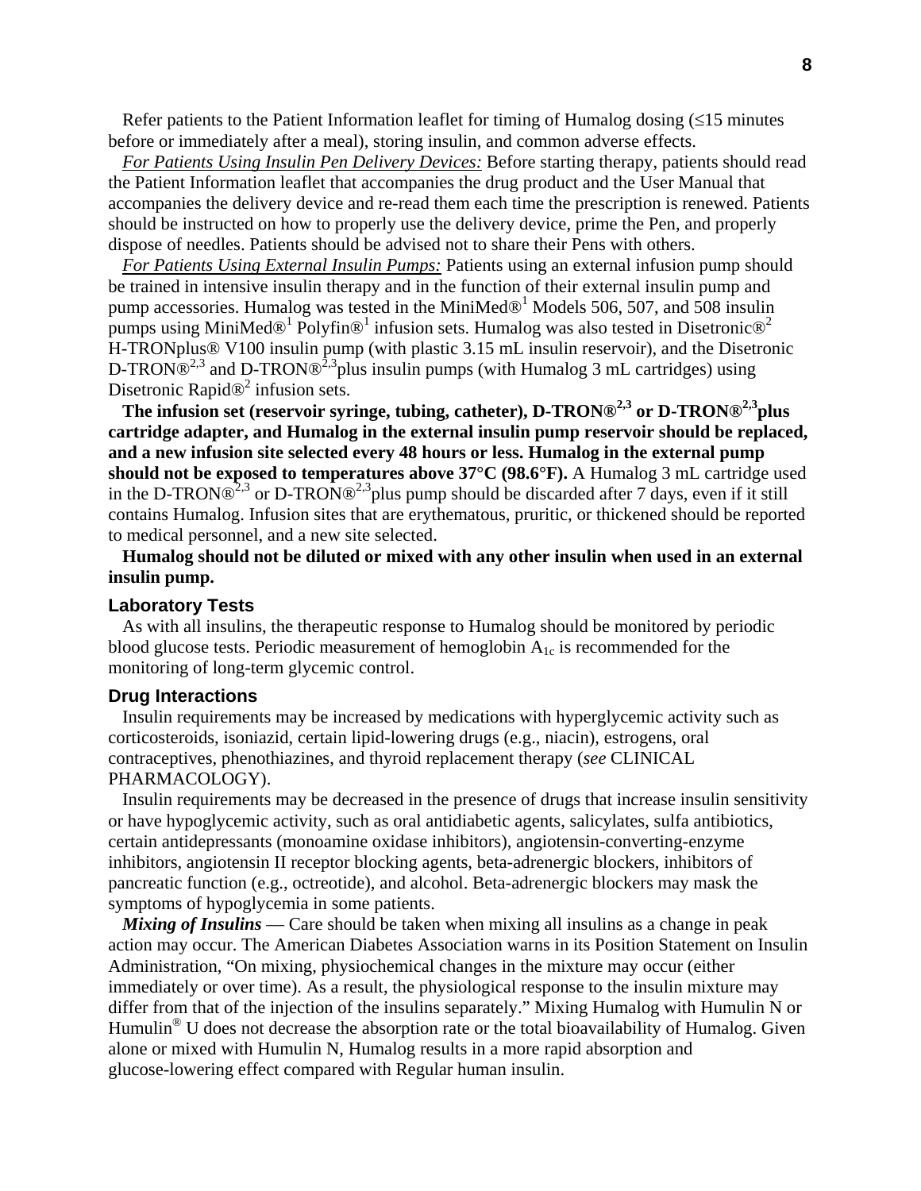Refer patients to the Patient Information leaflet for timing of Humalog dosing (≤15 minutes before or immediately after a meal), storing insulin, and common adverse effects.

*For Patients Using Insulin Pen Delivery Devices:* Before starting therapy, patients should read the Patient Information leaflet that accompanies the drug product and the User Manual that accompanies the delivery device and re-read them each time the prescription is renewed. Patients should be instructed on how to properly use the delivery device, prime the Pen, and properly dispose of needles. Patients should be advised not to share their Pens with others.

*For Patients Using External Insulin Pumps:* Patients using an external infusion pump should be trained in intensive insulin therapy and in the function of their external insulin pump and pump accessories. Humalog was tested in the MiniMed®[1] Models 506, 507, and 508 insulin pumps using MiniMed®[1] Polyfin®[1] infusion sets. Humalog was also tested in Disetronic®[2] H-TRONplus® V100 insulin pump (with plastic 3.15 mL insulin reservoir), and the Disetronic D-TRON®[2,3] and D-TRON®[2,3]plus insulin pumps (with Humalog 3 mL cartridges) using Disetronic Rapid®[2] infusion sets.

**The infusion set (reservoir syringe, tubing, catheter), D-TRON®[2,3] or D-TRON®[2,3]plus cartridge adapter, and Humalog in the external insulin pump reservoir should be replaced, and a new infusion site selected every 48 hours or less. Humalog in the external pump should not be exposed to temperatures above 37°C (98.6°F).** A Humalog 3 mL cartridge used in the D-TRON®[2,3] or D-TRON®[2,3]plus pump should be discarded after 7 days, even if it still contains Humalog. Infusion sites that are erythematous, pruritic, or thickened should be reported to medical personnel, and a new site selected.

**Humalog should not be diluted or mixed with any other insulin when used in an external insulin pump.**

### Laboratory Tests

As with all insulins, the therapeutic response to Humalog should be monitored by periodic blood glucose tests. Periodic measurement of hemoglobin $A_{1c}$ is recommended for the monitoring of long-term glycemic control.

### Drug Interactions

Insulin requirements may be increased by medications with hyperglycemic activity such as corticosteroids, isoniazid, certain lipid-lowering drugs (e.g., niacin), estrogens, oral contraceptives, phenothiazines, and thyroid replacement therapy (*see* CLINICAL PHARMACOLOGY).

Insulin requirements may be decreased in the presence of drugs that increase insulin sensitivity or have hypoglycemic activity, such as oral antidiabetic agents, salicylates, sulfa antibiotics, certain antidepressants (monoamine oxidase inhibitors), angiotensin-converting-enzyme inhibitors, angiotensin II receptor blocking agents, beta-adrenergic blockers, inhibitors of pancreatic function (e.g., octreotide), and alcohol. Beta-adrenergic blockers may mask the symptoms of hypoglycemia in some patients.

***Mixing of Insulins*** — Care should be taken when mixing all insulins as a change in peak action may occur. The American Diabetes Association warns in its Position Statement on Insulin Administration, "On mixing, physiochemical changes in the mixture may occur (either immediately or over time). As a result, the physiological response to the insulin mixture may differ from that of the injection of the insulins separately." Mixing Humalog with Humulin N or Humulin® U does not decrease the absorption rate or the total bioavailability of Humalog. Given alone or mixed with Humulin N, Humalog results in a more rapid absorption and glucose-lowering effect compared with Regular human insulin.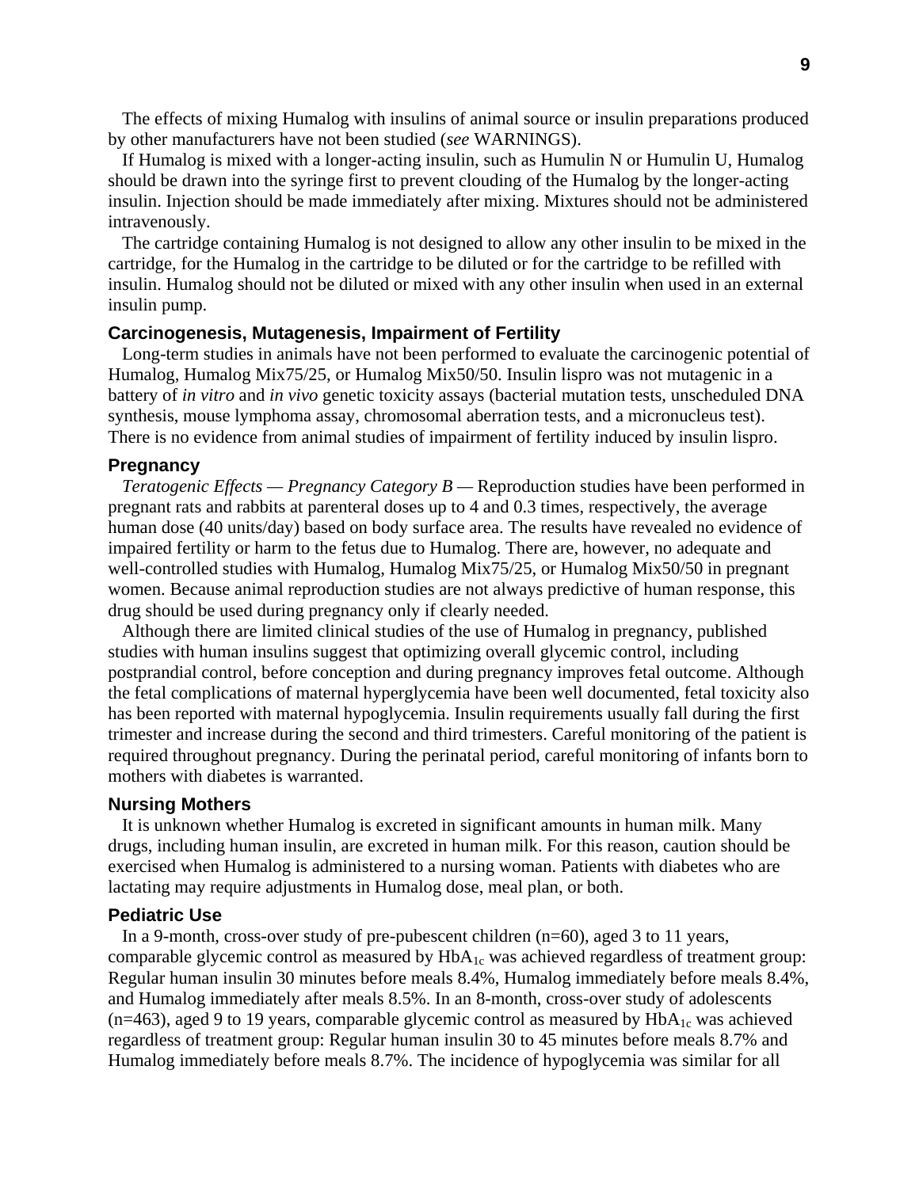The effects of mixing Humalog with insulins of animal source or insulin preparations produced by other manufacturers have not been studied (*see* WARNINGS).

If Humalog is mixed with a longer-acting insulin, such as Humulin N or Humulin U, Humalog should be drawn into the syringe first to prevent clouding of the Humalog by the longer-acting insulin. Injection should be made immediately after mixing. Mixtures should not be administered intravenously.

The cartridge containing Humalog is not designed to allow any other insulin to be mixed in the cartridge, for the Humalog in the cartridge to be diluted or for the cartridge to be refilled with insulin. Humalog should not be diluted or mixed with any other insulin when used in an external insulin pump.

### Carcinogenesis, Mutagenesis, Impairment of Fertility

Long-term studies in animals have not been performed to evaluate the carcinogenic potential of Humalog, Humalog Mix75/25, or Humalog Mix50/50. Insulin lispro was not mutagenic in a battery of *in vitro* and *in vivo* genetic toxicity assays (bacterial mutation tests, unscheduled DNA synthesis, mouse lymphoma assay, chromosomal aberration tests, and a micronucleus test). There is no evidence from animal studies of impairment of fertility induced by insulin lispro.

### Pregnancy

*Teratogenic Effects — Pregnancy Category B —* Reproduction studies have been performed in pregnant rats and rabbits at parenteral doses up to 4 and 0.3 times, respectively, the average human dose (40 units/day) based on body surface area. The results have revealed no evidence of impaired fertility or harm to the fetus due to Humalog. There are, however, no adequate and well-controlled studies with Humalog, Humalog Mix75/25, or Humalog Mix50/50 in pregnant women. Because animal reproduction studies are not always predictive of human response, this drug should be used during pregnancy only if clearly needed.

Although there are limited clinical studies of the use of Humalog in pregnancy, published studies with human insulins suggest that optimizing overall glycemic control, including postprandial control, before conception and during pregnancy improves fetal outcome. Although the fetal complications of maternal hyperglycemia have been well documented, fetal toxicity also has been reported with maternal hypoglycemia. Insulin requirements usually fall during the first trimester and increase during the second and third trimesters. Careful monitoring of the patient is required throughout pregnancy. During the perinatal period, careful monitoring of infants born to mothers with diabetes is warranted.

### Nursing Mothers

It is unknown whether Humalog is excreted in significant amounts in human milk. Many drugs, including human insulin, are excreted in human milk. For this reason, caution should be exercised when Humalog is administered to a nursing woman. Patients with diabetes who are lactating may require adjustments in Humalog dose, meal plan, or both.

### Pediatric Use

In a 9-month, cross-over study of pre-pubescent children (n=60), aged 3 to 11 years, comparable glycemic control as measured by $HbA_{1c}$ was achieved regardless of treatment group: Regular human insulin 30 minutes before meals 8.4%, Humalog immediately before meals 8.4%, and Humalog immediately after meals 8.5%. In an 8-month, cross-over study of adolescents (n=463), aged 9 to 19 years, comparable glycemic control as measured by $HbA_{1c}$ was achieved regardless of treatment group: Regular human insulin 30 to 45 minutes before meals 8.7% and Humalog immediately before meals 8.7%. The incidence of hypoglycemia was similar for all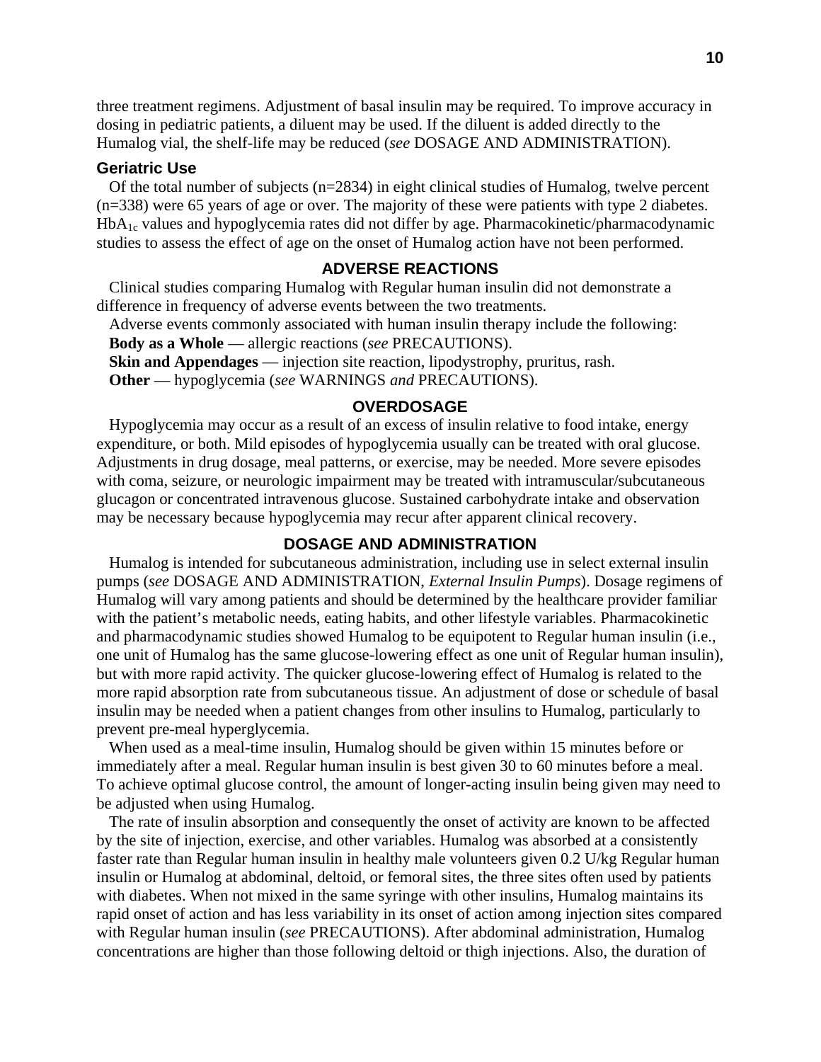three treatment regimens. Adjustment of basal insulin may be required. To improve accuracy in dosing in pediatric patients, a diluent may be used. If the diluent is added directly to the Humalog vial, the shelf-life may be reduced (*see* DOSAGE AND ADMINISTRATION).

### Geriatric Use

Of the total number of subjects (n=2834) in eight clinical studies of Humalog, twelve percent (n=338) were 65 years of age or over. The majority of these were patients with type 2 diabetes. $HbA_{1c}$ values and hypoglycemia rates did not differ by age. Pharmacokinetic/pharmacodynamic studies to assess the effect of age on the onset of Humalog action have not been performed.

## ADVERSE REACTIONS

Clinical studies comparing Humalog with Regular human insulin did not demonstrate a difference in frequency of adverse events between the two treatments.

Adverse events commonly associated with human insulin therapy include the following:

**Body as a Whole** — allergic reactions (*see* PRECAUTIONS).

**Skin and Appendages** — injection site reaction, lipodystrophy, pruritus, rash.

**Other** — hypoglycemia (*see* WARNINGS *and* PRECAUTIONS).

## OVERDOSAGE

Hypoglycemia may occur as a result of an excess of insulin relative to food intake, energy expenditure, or both. Mild episodes of hypoglycemia usually can be treated with oral glucose. Adjustments in drug dosage, meal patterns, or exercise, may be needed. More severe episodes with coma, seizure, or neurologic impairment may be treated with intramuscular/subcutaneous glucagon or concentrated intravenous glucose. Sustained carbohydrate intake and observation may be necessary because hypoglycemia may recur after apparent clinical recovery.

## DOSAGE AND ADMINISTRATION

Humalog is intended for subcutaneous administration, including use in select external insulin pumps (*see* DOSAGE AND ADMINISTRATION, *External Insulin Pumps*). Dosage regimens of Humalog will vary among patients and should be determined by the healthcare provider familiar with the patient's metabolic needs, eating habits, and other lifestyle variables. Pharmacokinetic and pharmacodynamic studies showed Humalog to be equipotent to Regular human insulin (i.e., one unit of Humalog has the same glucose-lowering effect as one unit of Regular human insulin), but with more rapid activity. The quicker glucose-lowering effect of Humalog is related to the more rapid absorption rate from subcutaneous tissue. An adjustment of dose or schedule of basal insulin may be needed when a patient changes from other insulins to Humalog, particularly to prevent pre-meal hyperglycemia.

When used as a meal-time insulin, Humalog should be given within 15 minutes before or immediately after a meal. Regular human insulin is best given 30 to 60 minutes before a meal. To achieve optimal glucose control, the amount of longer-acting insulin being given may need to be adjusted when using Humalog.

The rate of insulin absorption and consequently the onset of activity are known to be affected by the site of injection, exercise, and other variables. Humalog was absorbed at a consistently faster rate than Regular human insulin in healthy male volunteers given 0.2 U/kg Regular human insulin or Humalog at abdominal, deltoid, or femoral sites, the three sites often used by patients with diabetes. When not mixed in the same syringe with other insulins, Humalog maintains its rapid onset of action and has less variability in its onset of action among injection sites compared with Regular human insulin (*see* PRECAUTIONS). After abdominal administration, Humalog concentrations are higher than those following deltoid or thigh injections. Also, the duration of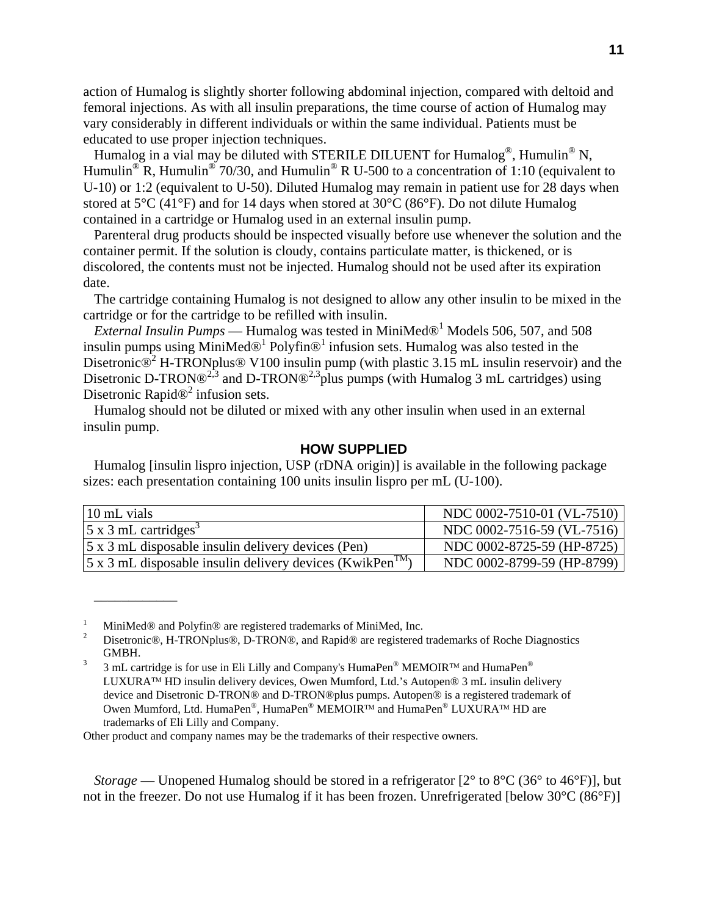action of Humalog is slightly shorter following abdominal injection, compared with deltoid and femoral injections. As with all insulin preparations, the time course of action of Humalog may vary considerably in different individuals or within the same individual. Patients must be educated to use proper injection techniques.

Humalog in a vial may be diluted with STERILE DILUENT for Humalog®, Humulin® N, Humulin® R, Humulin® 70/30, and Humulin® R U-500 to a concentration of 1:10 (equivalent to U-10) or 1:2 (equivalent to U-50). Diluted Humalog may remain in patient use for 28 days when stored at 5°C (41°F) and for 14 days when stored at 30°C (86°F). Do not dilute Humalog contained in a cartridge or Humalog used in an external insulin pump.

Parenteral drug products should be inspected visually before use whenever the solution and the container permit. If the solution is cloudy, contains particulate matter, is thickened, or is discolored, the contents must not be injected. Humalog should not be used after its expiration date.

The cartridge containing Humalog is not designed to allow any other insulin to be mixed in the cartridge or for the cartridge to be refilled with insulin.

*External Insulin Pumps* — Humalog was tested in MiniMed®[1] Models 506, 507, and 508 insulin pumps using MiniMed®[1] Polyfin®[1] infusion sets. Humalog was also tested in the Disetronic®[2] H-TRONplus® V100 insulin pump (with plastic 3.15 mL insulin reservoir) and the Disetronic D-TRON®[2,3] and D-TRON®[2,3]plus pumps (with Humalog 3 mL cartridges) using Disetronic Rapid®[2] infusion sets.

Humalog should not be diluted or mixed with any other insulin when used in an external insulin pump.

## HOW SUPPLIED

Humalog [insulin lispro injection, USP (rDNA origin)] is available in the following package sizes: each presentation containing 100 units insulin lispro per mL (U-100).

| | |
|---|---|
| 10 mL vials | NDC 0002-7510-01 (VL-7510) |
| 5 x 3 mL cartridges[3] | NDC 0002-7516-59 (VL-7516) |
| 5 x 3 mL disposable insulin delivery devices (Pen) | NDC 0002-8725-59 (HP-8725) |
| 5 x 3 mL disposable insulin delivery devices (KwikPen™) | NDC 0002-8799-59 (HP-8799) |

---

[1] MiniMed® and Polyfin® are registered trademarks of MiniMed, Inc.

[2] Disetronic®, H-TRONplus®, D-TRON®, and Rapid® are registered trademarks of Roche Diagnostics GMBH.

[3] 3 mL cartridge is for use in Eli Lilly and Company's HumaPen® MEMOIR™ and HumaPen® LUXURA™ HD insulin delivery devices, Owen Mumford, Ltd.'s Autopen® 3 mL insulin delivery device and Disetronic D-TRON® and D-TRON®plus pumps. Autopen® is a registered trademark of Owen Mumford, Ltd. HumaPen®, HumaPen® MEMOIR™ and HumaPen® LUXURA™ HD are trademarks of Eli Lilly and Company.

Other product and company names may be the trademarks of their respective owners.

*Storage* — Unopened Humalog should be stored in a refrigerator [2° to 8°C (36° to 46°F)], but not in the freezer. Do not use Humalog if it has been frozen. Unrefrigerated [below 30°C (86°F)]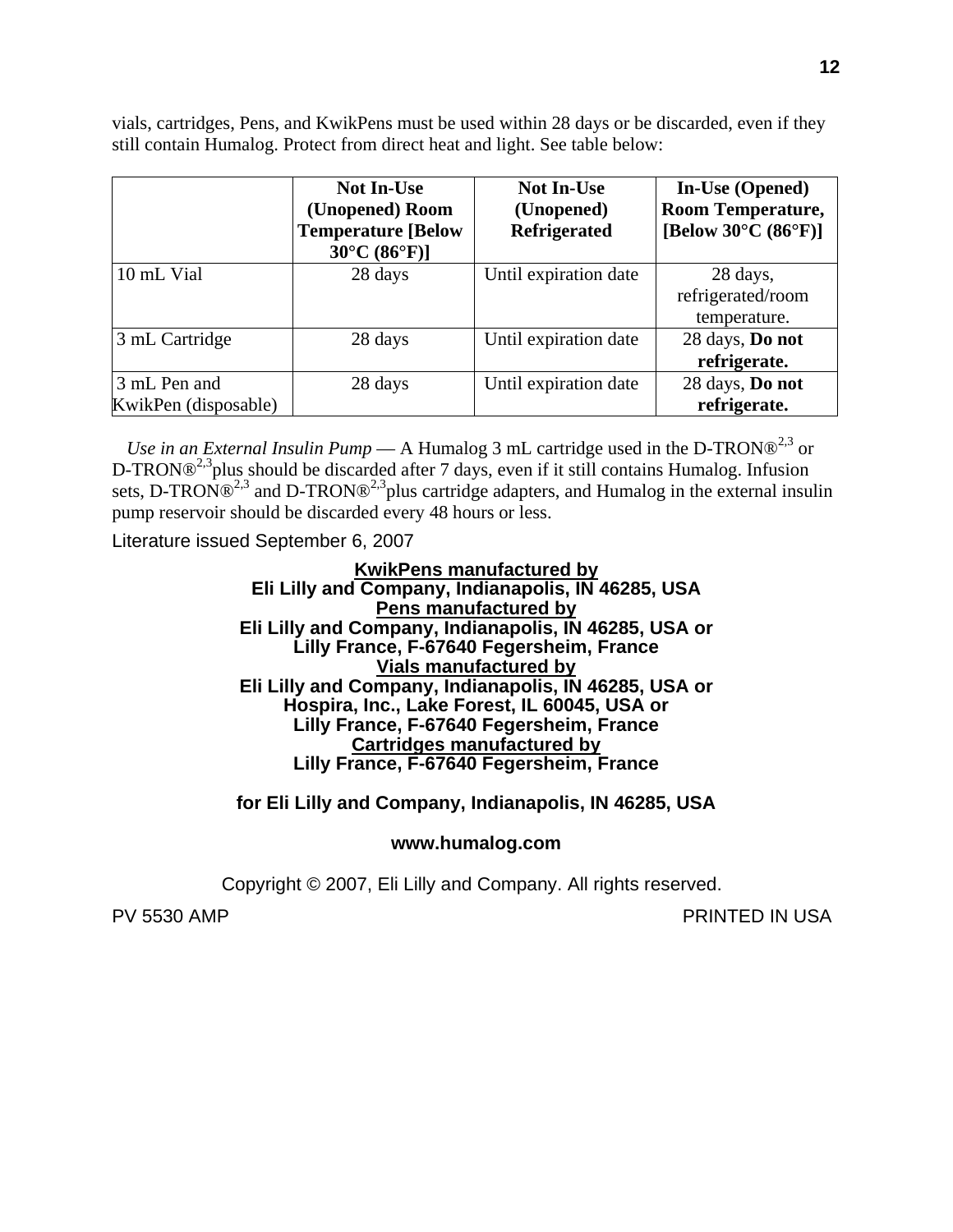vials, cartridges, Pens, and KwikPens must be used within 28 days or be discarded, even if they still contain Humalog. Protect from direct heat and light. See table below:

| | **Not In-Use (Unopened) Room Temperature [Below 30°C (86°F)]** | **Not In-Use (Unopened) Refrigerated** | **In-Use (Opened) Room Temperature, [Below 30°C (86°F)]** |
|---|---|---|---|
| 10 mL Vial | 28 days | Until expiration date | 28 days, refrigerated/room temperature. |
| 3 mL Cartridge | 28 days | Until expiration date | 28 days, **Do not refrigerate.** |
| 3 mL Pen and KwikPen (disposable) | 28 days | Until expiration date | 28 days, **Do not refrigerate.** |

*Use in an External Insulin Pump* — A Humalog 3 mL cartridge used in the D-TRON®[2,3] or D-TRON®[2,3]plus should be discarded after 7 days, even if it still contains Humalog. Infusion sets, D-TRON®[2,3] and D-TRON®[2,3]plus cartridge adapters, and Humalog in the external insulin pump reservoir should be discarded every 48 hours or less.

Literature issued September 6, 2007

**KwikPens manufactured by**
**Eli Lilly and Company, Indianapolis, IN 46285, USA**
**Pens manufactured by**
**Eli Lilly and Company, Indianapolis, IN 46285, USA or**
**Lilly France, F-67640 Fegersheim, France**
**Vials manufactured by**
**Eli Lilly and Company, Indianapolis, IN 46285, USA or**
**Hospira, Inc., Lake Forest, IL 60045, USA or**
**Lilly France, F-67640 Fegersheim, France**
**Cartridges manufactured by**
**Lilly France, F-67640 Fegersheim, France**

**for Eli Lilly and Company, Indianapolis, IN 46285, USA**

**www.humalog.com**

Copyright © 2007, Eli Lilly and Company. All rights reserved.

PV 5530 AMP PRINTED IN USA